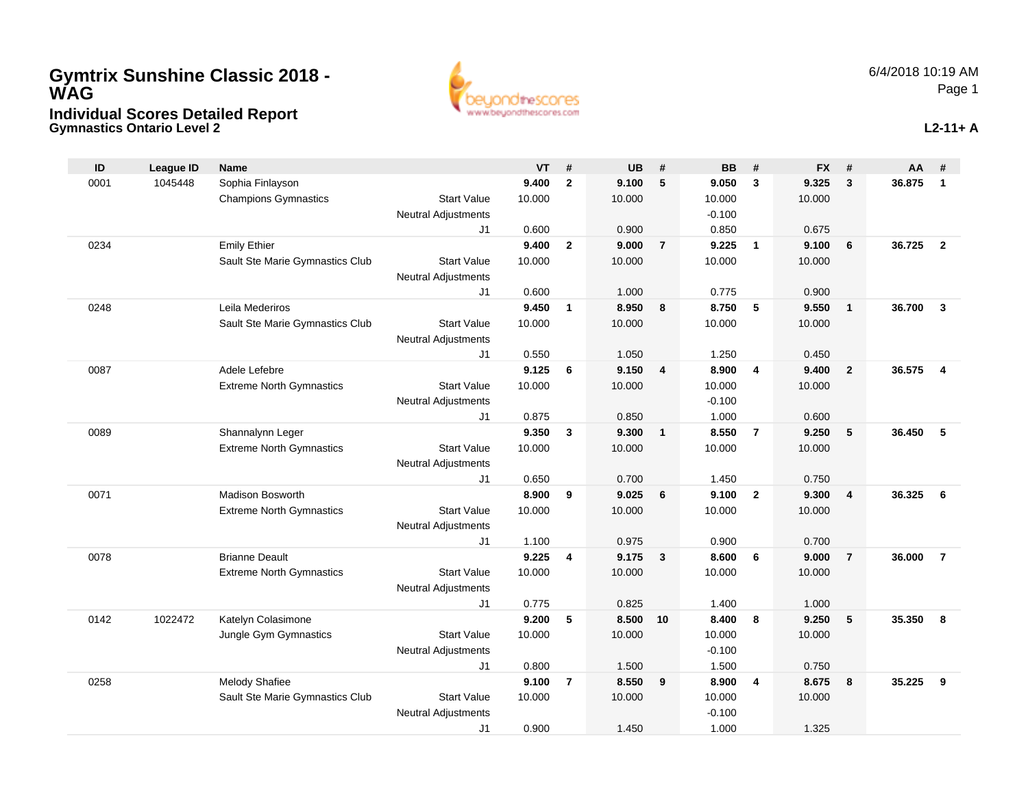# Gymtrix Sunshine Classic 2018 - WAG

## Individual Scores Detailed Report

### Gymnastics Ontario Level 2

6/4/2018 10:19 AM

**L2-11+ A**

| ID | League ID | Name | | VT | # | UB | # | BB | # | FX | # | AA | # |
|---|---|---|---|---|---|---|---|---|---|---|---|---|---|
| 0001 | 1045448 | Sophia Finlayson | | **9.400** | **2** | **9.100** | **5** | **9.050** | **3** | **9.325** | **3** | **36.875** | **1** |
| | | Champions Gymnastics | Start Value | 10.000 | | 10.000 | | 10.000 | | 10.000 | | | |
| | | | Neutral Adjustments | | | | | -0.100 | | | | | |
| | | | J1 | 0.600 | | 0.900 | | 0.850 | | 0.675 | | | |
| 0234 | | Emily Ethier | | **9.400** | **2** | **9.000** | **7** | **9.225** | **1** | **9.100** | **6** | **36.725** | **2** |
| | | Sault Ste Marie Gymnastics Club | Start Value | 10.000 | | 10.000 | | 10.000 | | 10.000 | | | |
| | | | Neutral Adjustments | | | | | | | | | | |
| | | | J1 | 0.600 | | 1.000 | | 0.775 | | 0.900 | | | |
| 0248 | | Leila Mederiros | | **9.450** | **1** | **8.950** | **8** | **8.750** | **5** | **9.550** | **1** | **36.700** | **3** |
| | | Sault Ste Marie Gymnastics Club | Start Value | 10.000 | | 10.000 | | 10.000 | | 10.000 | | | |
| | | | Neutral Adjustments | | | | | | | | | | |
| | | | J1 | 0.550 | | 1.050 | | 1.250 | | 0.450 | | | |
| 0087 | | Adele Lefebre | | **9.125** | **6** | **9.150** | **4** | **8.900** | **4** | **9.400** | **2** | **36.575** | **4** |
| | | Extreme North Gymnastics | Start Value | 10.000 | | 10.000 | | 10.000 | | 10.000 | | | |
| | | | Neutral Adjustments | | | | | -0.100 | | | | | |
| | | | J1 | 0.875 | | 0.850 | | 1.000 | | 0.600 | | | |
| 0089 | | Shannalynn Leger | | **9.350** | **3** | **9.300** | **1** | **8.550** | **7** | **9.250** | **5** | **36.450** | **5** |
| | | Extreme North Gymnastics | Start Value | 10.000 | | 10.000 | | 10.000 | | 10.000 | | | |
| | | | Neutral Adjustments | | | | | | | | | | |
| | | | J1 | 0.650 | | 0.700 | | 1.450 | | 0.750 | | | |
| 0071 | | Madison Bosworth | | **8.900** | **9** | **9.025** | **6** | **9.100** | **2** | **9.300** | **4** | **36.325** | **6** |
| | | Extreme North Gymnastics | Start Value | 10.000 | | 10.000 | | 10.000 | | 10.000 | | | |
| | | | Neutral Adjustments | | | | | | | | | | |
| | | | J1 | 1.100 | | 0.975 | | 0.900 | | 0.700 | | | |
| 0078 | | Brianne Deault | | **9.225** | **4** | **9.175** | **3** | **8.600** | **6** | **9.000** | **7** | **36.000** | **7** |
| | | Extreme North Gymnastics | Start Value | 10.000 | | 10.000 | | 10.000 | | 10.000 | | | |
| | | | Neutral Adjustments | | | | | | | | | | |
| | | | J1 | 0.775 | | 0.825 | | 1.400 | | 1.000 | | | |
| 0142 | 1022472 | Katelyn Colasimone | | **9.200** | **5** | **8.500** | **10** | **8.400** | **8** | **9.250** | **5** | **35.350** | **8** |
| | | Jungle Gym Gymnastics | Start Value | 10.000 | | 10.000 | | 10.000 | | 10.000 | | | |
| | | | Neutral Adjustments | | | | | -0.100 | | | | | |
| | | | J1 | 0.800 | | 1.500 | | 1.500 | | 0.750 | | | |
| 0258 | | Melody Shafiee | | **9.100** | **7** | **8.550** | **9** | **8.900** | **4** | **8.675** | **8** | **35.225** | **9** |
| | | Sault Ste Marie Gymnastics Club | Start Value | 10.000 | | 10.000 | | 10.000 | | 10.000 | | | |
| | | | Neutral Adjustments | | | | | -0.100 | | | | | |
| | | | J1 | 0.900 | | 1.450 | | 1.000 | | 1.325 | | | |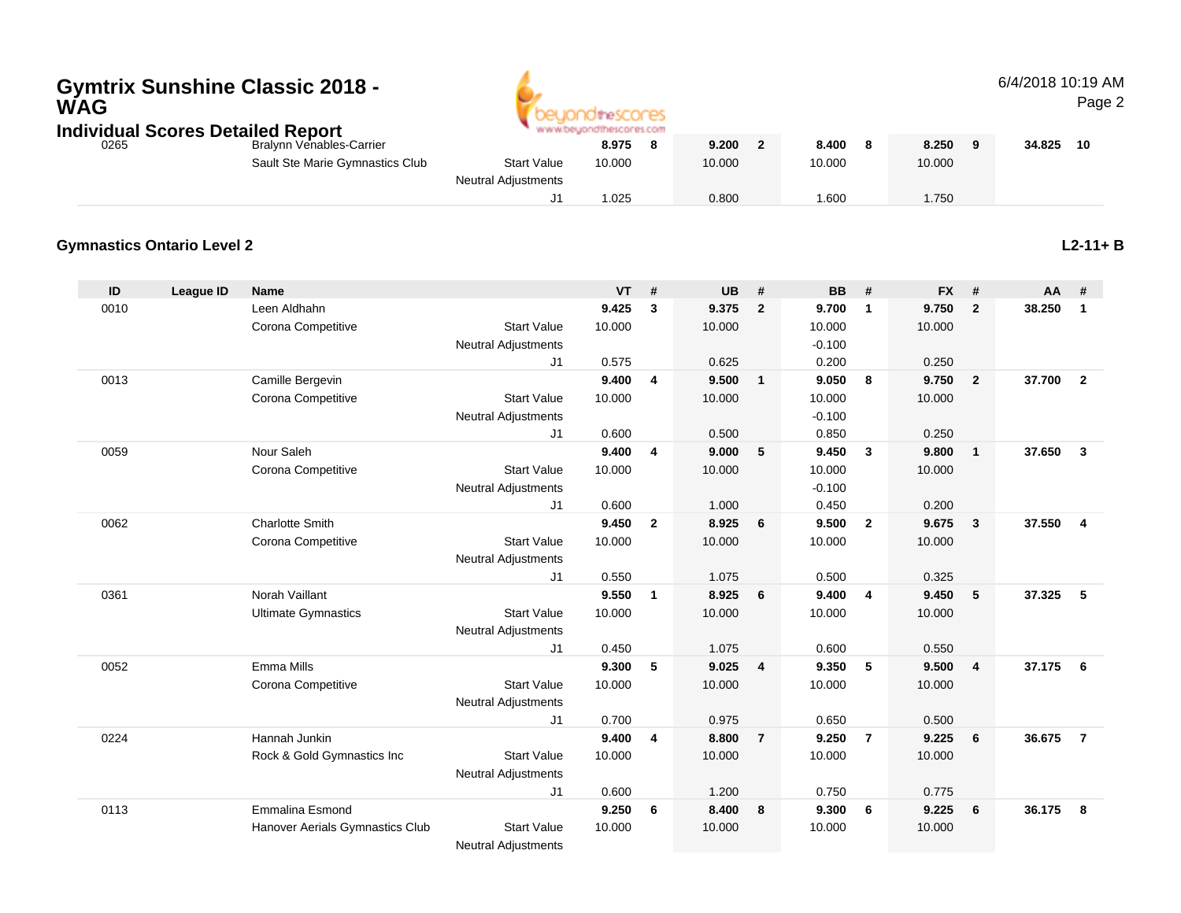## Gymnastics Ontario Level 2

**L2-11+ B**

| ID | League ID | Name | | VT | # | UB | # | BB | # | FX | # | AA | # |
|---|---|---|---|---|---|---|---|---|---|---|---|---|---|
| 0265 | | Bralynn Venables-Carrier | | **8.975** | **8** | **9.200** | **2** | **8.400** | **8** | **8.250** | **9** | **34.825** | **10** |
| | | Sault Ste Marie Gymnastics Club | Start Value | 10.000 | | 10.000 | | 10.000 | | 10.000 | | | |
| | | | Neutral Adjustments | | | | | | | | | | |
| | | | J1 | 1.025 | | 0.800 | | 1.600 | | 1.750 | | | |
| 0010 | | Leen Aldhahn | | **9.425** | **3** | **9.375** | **2** | **9.700** | **1** | **9.750** | **2** | **38.250** | **1** |
| | | Corona Competitive | Start Value | 10.000 | | 10.000 | | 10.000 | | 10.000 | | | |
| | | | Neutral Adjustments | | | | | -0.100 | | | | | |
| | | | J1 | 0.575 | | 0.625 | | 0.200 | | 0.250 | | | |
| 0013 | | Camille Bergevin | | **9.400** | **4** | **9.500** | **1** | **9.050** | **8** | **9.750** | **2** | **37.700** | **2** |
| | | Corona Competitive | Start Value | 10.000 | | 10.000 | | 10.000 | | 10.000 | | | |
| | | | Neutral Adjustments | | | | | -0.100 | | | | | |
| | | | J1 | 0.600 | | 0.500 | | 0.850 | | 0.250 | | | |
| 0059 | | Nour Saleh | | **9.400** | **4** | **9.000** | **5** | **9.450** | **3** | **9.800** | **1** | **37.650** | **3** |
| | | Corona Competitive | Start Value | 10.000 | | 10.000 | | 10.000 | | 10.000 | | | |
| | | | Neutral Adjustments | | | | | -0.100 | | | | | |
| | | | J1 | 0.600 | | 1.000 | | 0.450 | | 0.200 | | | |
| 0062 | | Charlotte Smith | | **9.450** | **2** | **8.925** | **6** | **9.500** | **2** | **9.675** | **3** | **37.550** | **4** |
| | | Corona Competitive | Start Value | 10.000 | | 10.000 | | 10.000 | | 10.000 | | | |
| | | | Neutral Adjustments | | | | | | | | | | |
| | | | J1 | 0.550 | | 1.075 | | 0.500 | | 0.325 | | | |
| 0361 | | Norah Vaillant | | **9.550** | **1** | **8.925** | **6** | **9.400** | **4** | **9.450** | **5** | **37.325** | **5** |
| | | Ultimate Gymnastics | Start Value | 10.000 | | 10.000 | | 10.000 | | 10.000 | | | |
| | | | Neutral Adjustments | | | | | | | | | | |
| | | | J1 | 0.450 | | 1.075 | | 0.600 | | 0.550 | | | |
| 0052 | | Emma Mills | | **9.300** | **5** | **9.025** | **4** | **9.350** | **5** | **9.500** | **4** | **37.175** | **6** |
| | | Corona Competitive | Start Value | 10.000 | | 10.000 | | 10.000 | | 10.000 | | | |
| | | | Neutral Adjustments | | | | | | | | | | |
| | | | J1 | 0.700 | | 0.975 | | 0.650 | | 0.500 | | | |
| 0224 | | Hannah Junkin | | **9.400** | **4** | **8.800** | **7** | **9.250** | **7** | **9.225** | **6** | **36.675** | **7** |
| | | Rock & Gold Gymnastics Inc | Start Value | 10.000 | | 10.000 | | 10.000 | | 10.000 | | | |
| | | | Neutral Adjustments | | | | | | | | | | |
| | | | J1 | 0.600 | | 1.200 | | 0.750 | | 0.775 | | | |
| 0113 | | Emmalina Esmond | | **9.250** | **6** | **8.400** | **8** | **9.300** | **6** | **9.225** | **6** | **36.175** | **8** |
| | | Hanover Aerials Gymnastics Club | Start Value | 10.000 | | 10.000 | | 10.000 | | 10.000 | | | |
| | | | Neutral Adjustments | | | | | | | | | | |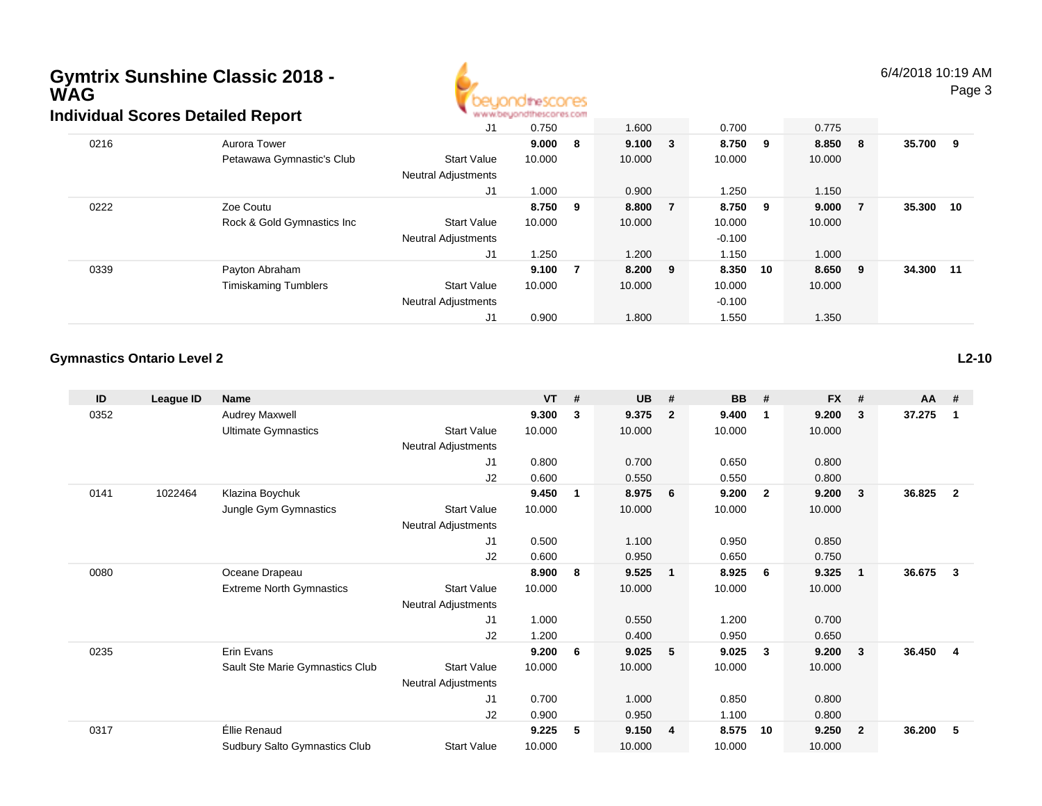# Gymtrix Sunshine Classic 2018 - WAG

## Individual Scores Detailed Report

| ID | League ID | Name | | VT | # | UB | # | BB | # | FX | # | AA | # |
|---|---|---|---|---|---|---|---|---|---|---|---|---|---|
| | | | J1 | 0.750 | | 1.600 | | 0.700 | | 0.775 | | | |
| 0216 | | Aurora Tower | | **9.000** | **8** | **9.100** | **3** | **8.750** | **9** | **8.850** | **8** | **35.700** | **9** |
| | | Petawawa Gymnastic's Club | Start Value | 10.000 | | 10.000 | | 10.000 | | 10.000 | | | |
| | | | Neutral Adjustments | | | | | | | | | | |
| | | | J1 | 1.000 | | 0.900 | | 1.250 | | 1.150 | | | |
| 0222 | | Zoe Coutu | | **8.750** | **9** | **8.800** | **7** | **8.750** | **9** | **9.000** | **7** | **35.300** | **10** |
| | | Rock & Gold Gymnastics Inc | Start Value | 10.000 | | 10.000 | | 10.000 | | 10.000 | | | |
| | | | Neutral Adjustments | | | | | -0.100 | | | | | |
| | | | J1 | 1.250 | | 1.200 | | 1.150 | | 1.000 | | | |
| 0339 | | Payton Abraham | | **9.100** | **7** | **8.200** | **9** | **8.350** | **10** | **8.650** | **9** | **34.300** | **11** |
| | | Timiskaming Tumblers | Start Value | 10.000 | | 10.000 | | 10.000 | | 10.000 | | | |
| | | | Neutral Adjustments | | | | | -0.100 | | | | | |
| | | | J1 | 0.900 | | 1.800 | | 1.550 | | 1.350 | | | |

### Gymnastics Ontario Level 2 — L2-10

| ID | League ID | Name | | VT | # | UB | # | BB | # | FX | # | AA | # |
|---|---|---|---|---|---|---|---|---|---|---|---|---|---|
| 0352 | | Audrey Maxwell | | **9.300** | **3** | **9.375** | **2** | **9.400** | **1** | **9.200** | **3** | **37.275** | **1** |
| | | Ultimate Gymnastics | Start Value | 10.000 | | 10.000 | | 10.000 | | 10.000 | | | |
| | | | Neutral Adjustments | | | | | | | | | | |
| | | | J1 | 0.800 | | 0.700 | | 0.650 | | 0.800 | | | |
| | | | J2 | 0.600 | | 0.550 | | 0.550 | | 0.800 | | | |
| 0141 | 1022464 | Klazina Boychuk | | **9.450** | **1** | **8.975** | **6** | **9.200** | **2** | **9.200** | **3** | **36.825** | **2** |
| | | Jungle Gym Gymnastics | Start Value | 10.000 | | 10.000 | | 10.000 | | 10.000 | | | |
| | | | Neutral Adjustments | | | | | | | | | | |
| | | | J1 | 0.500 | | 1.100 | | 0.950 | | 0.850 | | | |
| | | | J2 | 0.600 | | 0.950 | | 0.650 | | 0.750 | | | |
| 0080 | | Oceane Drapeau | | **8.900** | **8** | **9.525** | **1** | **8.925** | **6** | **9.325** | **1** | **36.675** | **3** |
| | | Extreme North Gymnastics | Start Value | 10.000 | | 10.000 | | 10.000 | | 10.000 | | | |
| | | | Neutral Adjustments | | | | | | | | | | |
| | | | J1 | 1.000 | | 0.550 | | 1.200 | | 0.700 | | | |
| | | | J2 | 1.200 | | 0.400 | | 0.950 | | 0.650 | | | |
| 0235 | | Erin Evans | | **9.200** | **6** | **9.025** | **5** | **9.025** | **3** | **9.200** | **3** | **36.450** | **4** |
| | | Sault Ste Marie Gymnastics Club | Start Value | 10.000 | | 10.000 | | 10.000 | | 10.000 | | | |
| | | | Neutral Adjustments | | | | | | | | | | |
| | | | J1 | 0.700 | | 1.000 | | 0.850 | | 0.800 | | | |
| | | | J2 | 0.900 | | 0.950 | | 1.100 | | 0.800 | | | |
| 0317 | | Éllie Renaud | | **9.225** | **5** | **9.150** | **4** | **8.575** | **10** | **9.250** | **2** | **36.200** | **5** |
| | | Sudbury Salto Gymnastics Club | Start Value | 10.000 | | 10.000 | | 10.000 | | 10.000 | | | |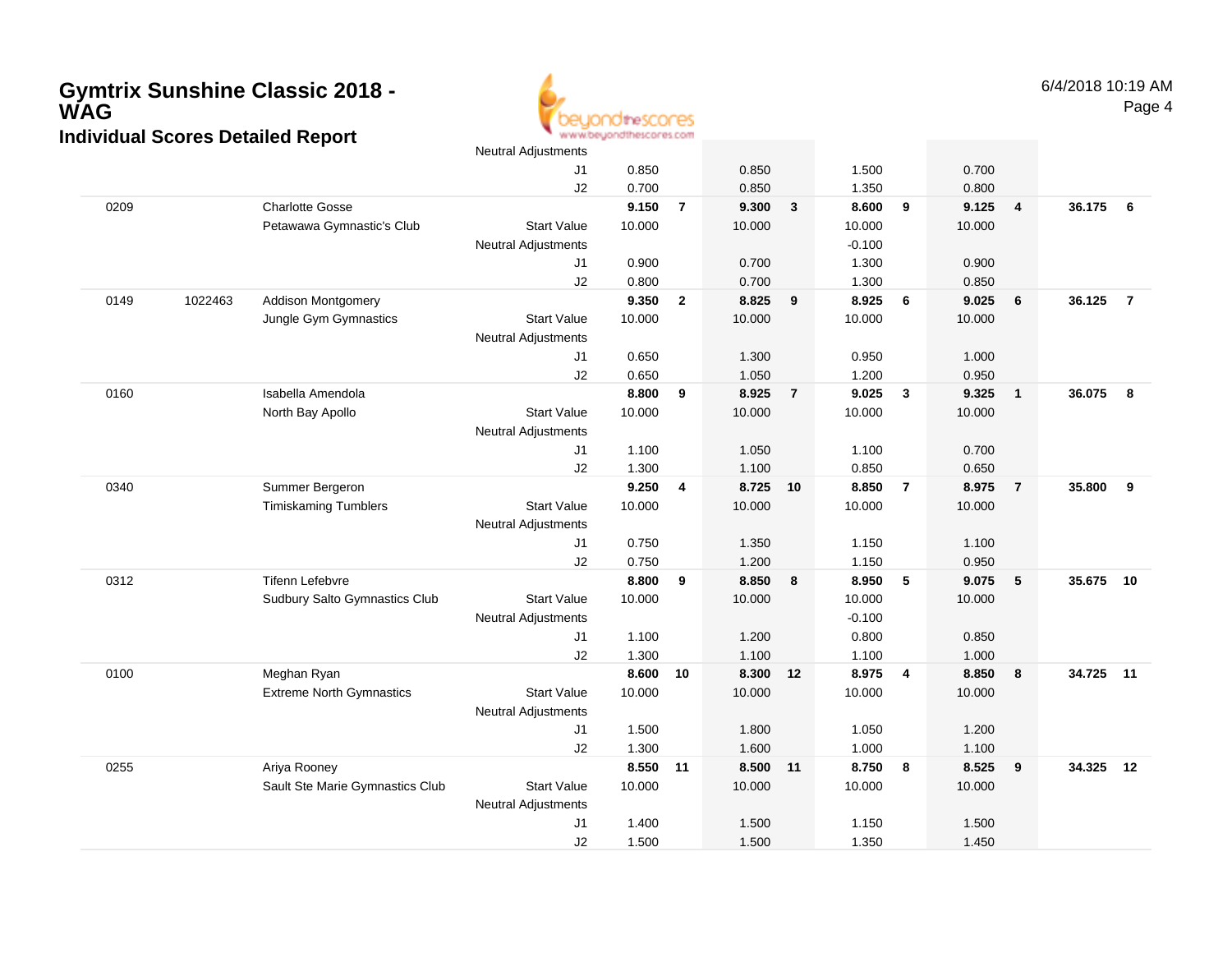# Gymtrix Sunshine Classic 2018 - WAG

### Individual Scores Detailed Report

6/4/2018 10:19 AM

| | | | | | | | | | | | | | |
|---|---|---|---|---|---|---|---|---|---|---|---|---|---|
| | | | Neutral Adjustments | | | | | | | | | | |
| | | | J1 | 0.850 | | 0.850 | | 1.500 | | 0.700 | | | |
| | | | J2 | 0.700 | | 0.850 | | 1.350 | | 0.800 | | | |
| 0209 | | Charlotte Gosse | | **9.150** | **7** | **9.300** | **3** | **8.600** | **9** | **9.125** | **4** | **36.175** | **6** |
| | | Petawawa Gymnastic's Club | Start Value | 10.000 | | 10.000 | | 10.000 | | 10.000 | | | |
| | | | Neutral Adjustments | | | | | -0.100 | | | | | |
| | | | J1 | 0.900 | | 0.700 | | 1.300 | | 0.900 | | | |
| | | | J2 | 0.800 | | 0.700 | | 1.300 | | 0.850 | | | |
| 0149 | 1022463 | Addison Montgomery | | **9.350** | **2** | **8.825** | **9** | **8.925** | **6** | **9.025** | **6** | **36.125** | **7** |
| | | Jungle Gym Gymnastics | Start Value | 10.000 | | 10.000 | | 10.000 | | 10.000 | | | |
| | | | Neutral Adjustments | | | | | | | | | | |
| | | | J1 | 0.650 | | 1.300 | | 0.950 | | 1.000 | | | |
| | | | J2 | 0.650 | | 1.050 | | 1.200 | | 0.950 | | | |
| 0160 | | Isabella Amendola | | **8.800** | **9** | **8.925** | **7** | **9.025** | **3** | **9.325** | **1** | **36.075** | **8** |
| | | North Bay Apollo | Start Value | 10.000 | | 10.000 | | 10.000 | | 10.000 | | | |
| | | | Neutral Adjustments | | | | | | | | | | |
| | | | J1 | 1.100 | | 1.050 | | 1.100 | | 0.700 | | | |
| | | | J2 | 1.300 | | 1.100 | | 0.850 | | 0.650 | | | |
| 0340 | | Summer Bergeron | | **9.250** | **4** | **8.725** | **10** | **8.850** | **7** | **8.975** | **7** | **35.800** | **9** |
| | | Timiskaming Tumblers | Start Value | 10.000 | | 10.000 | | 10.000 | | 10.000 | | | |
| | | | Neutral Adjustments | | | | | | | | | | |
| | | | J1 | 0.750 | | 1.350 | | 1.150 | | 1.100 | | | |
| | | | J2 | 0.750 | | 1.200 | | 1.150 | | 0.950 | | | |
| 0312 | | Tifenn Lefebvre | | **8.800** | **9** | **8.850** | **8** | **8.950** | **5** | **9.075** | **5** | **35.675** | **10** |
| | | Sudbury Salto Gymnastics Club | Start Value | 10.000 | | 10.000 | | 10.000 | | 10.000 | | | |
| | | | Neutral Adjustments | | | | | -0.100 | | | | | |
| | | | J1 | 1.100 | | 1.200 | | 0.800 | | 0.850 | | | |
| | | | J2 | 1.300 | | 1.100 | | 1.100 | | 1.000 | | | |
| 0100 | | Meghan Ryan | | **8.600** | **10** | **8.300** | **12** | **8.975** | **4** | **8.850** | **8** | **34.725** | **11** |
| | | Extreme North Gymnastics | Start Value | 10.000 | | 10.000 | | 10.000 | | 10.000 | | | |
| | | | Neutral Adjustments | | | | | | | | | | |
| | | | J1 | 1.500 | | 1.800 | | 1.050 | | 1.200 | | | |
| | | | J2 | 1.300 | | 1.600 | | 1.000 | | 1.100 | | | |
| 0255 | | Ariya Rooney | | **8.550** | **11** | **8.500** | **11** | **8.750** | **8** | **8.525** | **9** | **34.325** | **12** |
| | | Sault Ste Marie Gymnastics Club | Start Value | 10.000 | | 10.000 | | 10.000 | | 10.000 | | | |
| | | | Neutral Adjustments | | | | | | | | | | |
| | | | J1 | 1.400 | | 1.500 | | 1.150 | | 1.500 | | | |
| | | | J2 | 1.500 | | 1.500 | | 1.350 | | 1.450 | | | |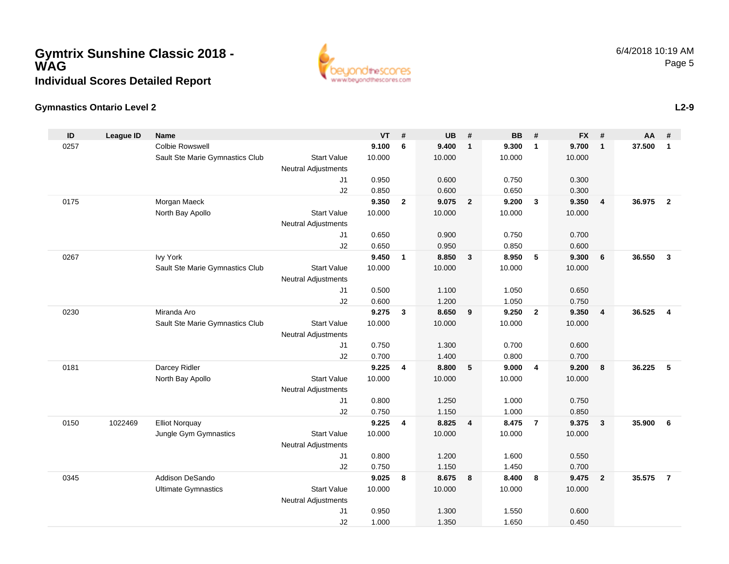# Gymtrix Sunshine Classic 2018 - WAG

## Individual Scores Detailed Report

6/4/2018 10:19 AM

### Gymnastics Ontario Level 2

L2-9

| ID | League ID | Name | | VT | # | UB | # | BB | # | FX | # | AA | # |
|---|---|---|---|---|---|---|---|---|---|---|---|---|---|
| 0257 | | Colbie Rowswell | | **9.100** | **6** | **9.400** | **1** | **9.300** | **1** | **9.700** | **1** | **37.500** | **1** |
| | | Sault Ste Marie Gymnastics Club | Start Value | 10.000 | | 10.000 | | 10.000 | | 10.000 | | | |
| | | | Neutral Adjustments | | | | | | | | | | |
| | | | J1 | 0.950 | | 0.600 | | 0.750 | | 0.300 | | | |
| | | | J2 | 0.850 | | 0.600 | | 0.650 | | 0.300 | | | |
| 0175 | | Morgan Maeck | | **9.350** | **2** | **9.075** | **2** | **9.200** | **3** | **9.350** | **4** | **36.975** | **2** |
| | | North Bay Apollo | Start Value | 10.000 | | 10.000 | | 10.000 | | 10.000 | | | |
| | | | Neutral Adjustments | | | | | | | | | | |
| | | | J1 | 0.650 | | 0.900 | | 0.750 | | 0.700 | | | |
| | | | J2 | 0.650 | | 0.950 | | 0.850 | | 0.600 | | | |
| 0267 | | Ivy York | | **9.450** | **1** | **8.850** | **3** | **8.950** | **5** | **9.300** | **6** | **36.550** | **3** |
| | | Sault Ste Marie Gymnastics Club | Start Value | 10.000 | | 10.000 | | 10.000 | | 10.000 | | | |
| | | | Neutral Adjustments | | | | | | | | | | |
| | | | J1 | 0.500 | | 1.100 | | 1.050 | | 0.650 | | | |
| | | | J2 | 0.600 | | 1.200 | | 1.050 | | 0.750 | | | |
| 0230 | | Miranda Aro | | **9.275** | **3** | **8.650** | **9** | **9.250** | **2** | **9.350** | **4** | **36.525** | **4** |
| | | Sault Ste Marie Gymnastics Club | Start Value | 10.000 | | 10.000 | | 10.000 | | 10.000 | | | |
| | | | Neutral Adjustments | | | | | | | | | | |
| | | | J1 | 0.750 | | 1.300 | | 0.700 | | 0.600 | | | |
| | | | J2 | 0.700 | | 1.400 | | 0.800 | | 0.700 | | | |
| 0181 | | Darcey Ridler | | **9.225** | **4** | **8.800** | **5** | **9.000** | **4** | **9.200** | **8** | **36.225** | **5** |
| | | North Bay Apollo | Start Value | 10.000 | | 10.000 | | 10.000 | | 10.000 | | | |
| | | | Neutral Adjustments | | | | | | | | | | |
| | | | J1 | 0.800 | | 1.250 | | 1.000 | | 0.750 | | | |
| | | | J2 | 0.750 | | 1.150 | | 1.000 | | 0.850 | | | |
| 0150 | 1022469 | Elliot Norquay | | **9.225** | **4** | **8.825** | **4** | **8.475** | **7** | **9.375** | **3** | **35.900** | **6** |
| | | Jungle Gym Gymnastics | Start Value | 10.000 | | 10.000 | | 10.000 | | 10.000 | | | |
| | | | Neutral Adjustments | | | | | | | | | | |
| | | | J1 | 0.800 | | 1.200 | | 1.600 | | 0.550 | | | |
| | | | J2 | 0.750 | | 1.150 | | 1.450 | | 0.700 | | | |
| 0345 | | Addison DeSando | | **9.025** | **8** | **8.675** | **8** | **8.400** | **8** | **9.475** | **2** | **35.575** | **7** |
| | | Ultimate Gymnastics | Start Value | 10.000 | | 10.000 | | 10.000 | | 10.000 | | | |
| | | | Neutral Adjustments | | | | | | | | | | |
| | | | J1 | 0.950 | | 1.300 | | 1.550 | | 0.600 | | | |
| | | | J2 | 1.000 | | 1.350 | | 1.650 | | 0.450 | | | |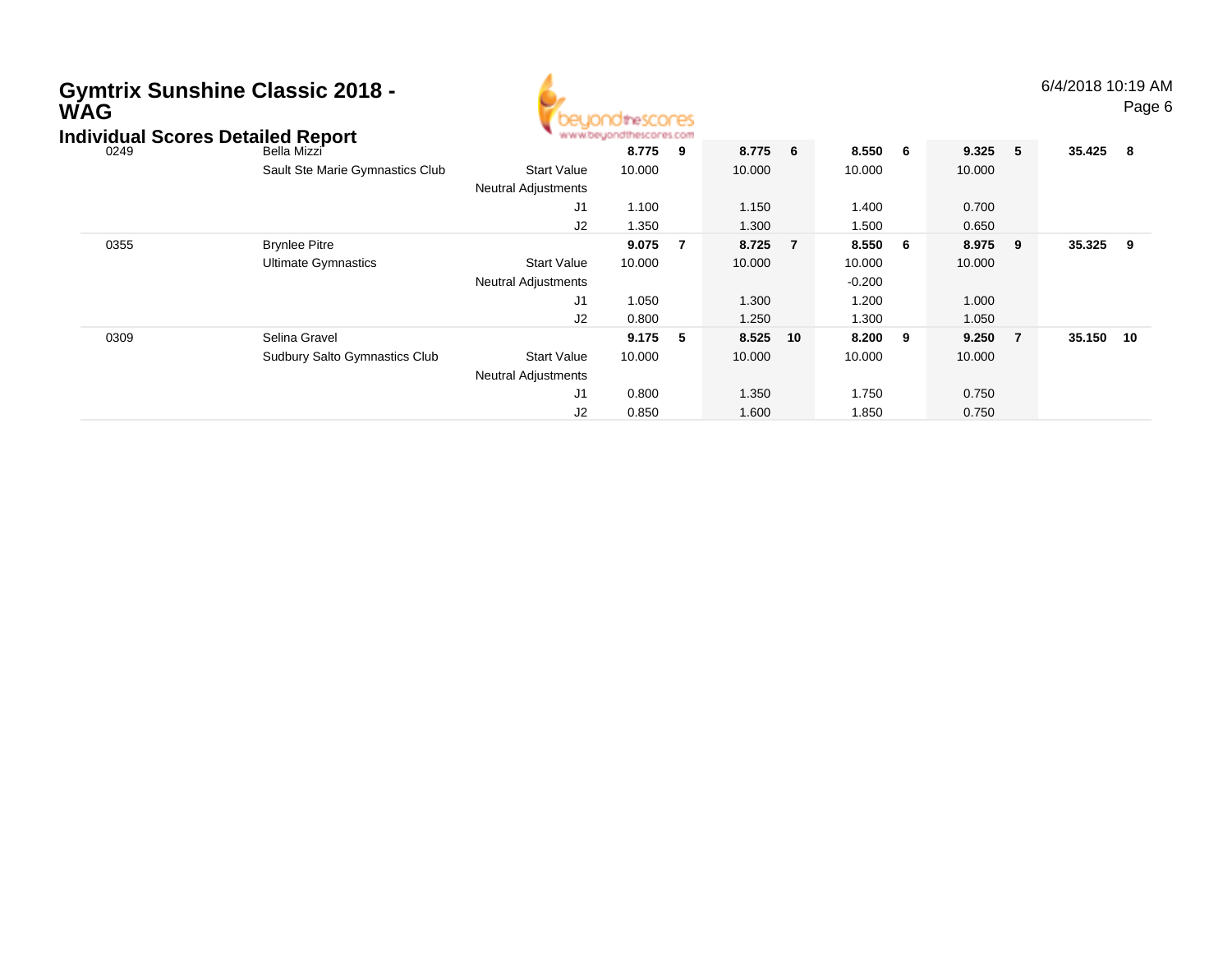# Gymtrix Sunshine Classic 2018 - WAG

## Individual Scores Detailed Report

| | | | | | | | | | | | | |
|---|---|---|---|---|---|---|---|---|---|---|---|---|
| 0249 | Bella Mizzi | | **8.775** | **9** | **8.775** | **6** | **8.550** | **6** | **9.325** | **5** | **35.425** | **8** |
| | Sault Ste Marie Gymnastics Club | Start Value | 10.000 | | 10.000 | | 10.000 | | 10.000 | | | |
| | | Neutral Adjustments | | | | | | | | | | |
| | | J1 | 1.100 | | 1.150 | | 1.400 | | 0.700 | | | |
| | | J2 | 1.350 | | 1.300 | | 1.500 | | 0.650 | | | |
| 0355 | Brynlee Pitre | | **9.075** | **7** | **8.725** | **7** | **8.550** | **6** | **8.975** | **9** | **35.325** | **9** |
| | Ultimate Gymnastics | Start Value | 10.000 | | 10.000 | | 10.000 | | 10.000 | | | |
| | | Neutral Adjustments | | | | | -0.200 | | | | | |
| | | J1 | 1.050 | | 1.300 | | 1.200 | | 1.000 | | | |
| | | J2 | 0.800 | | 1.250 | | 1.300 | | 1.050 | | | |
| 0309 | Selina Gravel | | **9.175** | **5** | **8.525** | **10** | **8.200** | **9** | **9.250** | **7** | **35.150** | **10** |
| | Sudbury Salto Gymnastics Club | Start Value | 10.000 | | 10.000 | | 10.000 | | 10.000 | | | |
| | | Neutral Adjustments | | | | | | | | | | |
| | | J1 | 0.800 | | 1.350 | | 1.750 | | 0.750 | | | |
| | | J2 | 0.850 | | 1.600 | | 1.850 | | 0.750 | | | |